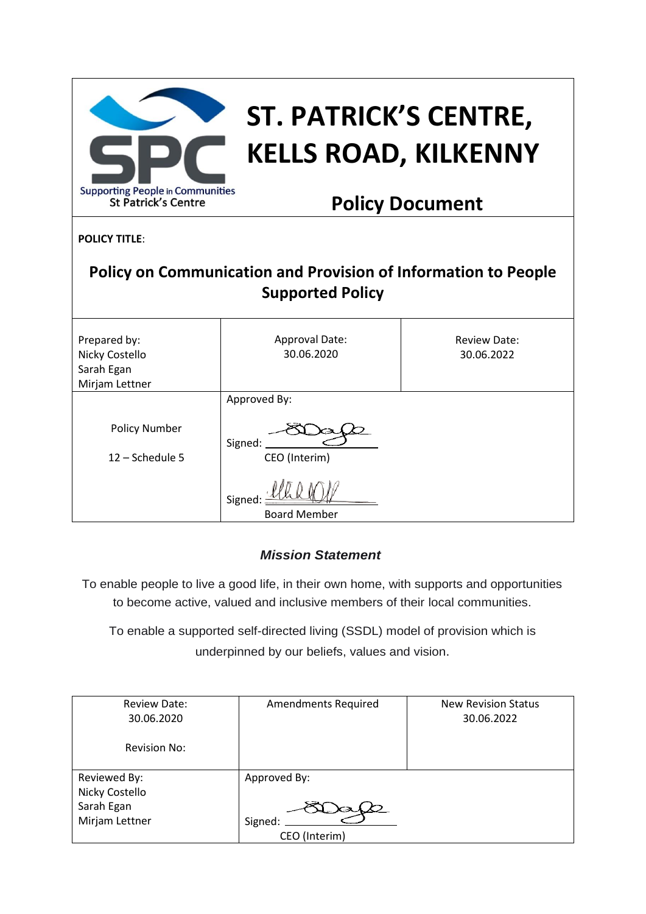Supporting People in Communities
St Patrick's Centre

# ST. PATRICK'S CENTRE, KELLS ROAD, KILKENNY

## Policy Document

**POLICY TITLE**:

## Policy on Communication and Provision of Information to People Supported Policy

| Prepared by: Nicky Costello Sarah Egan Mirjam Lettner | Approval Date: 30.06.2020 | Review Date: 30.06.2022 |
|---|---|---|
| Policy Number 12 – Schedule 5 | Approved By: Signed: CEO (Interim) Signed: Board Member | |

### *Mission Statement*

To enable people to live a good life, in their own home, with supports and opportunities to become active, valued and inclusive members of their local communities.

To enable a supported self-directed living (SSDL) model of provision which is underpinned by our beliefs, values and vision.

| Review Date: 30.06.2020 Revision No: | Amendments Required | New Revision Status 30.06.2022 |
|---|---|---|
| Reviewed By: Nicky Costello Sarah Egan Mirjam Lettner | Approved By: Signed: CEO (Interim) | |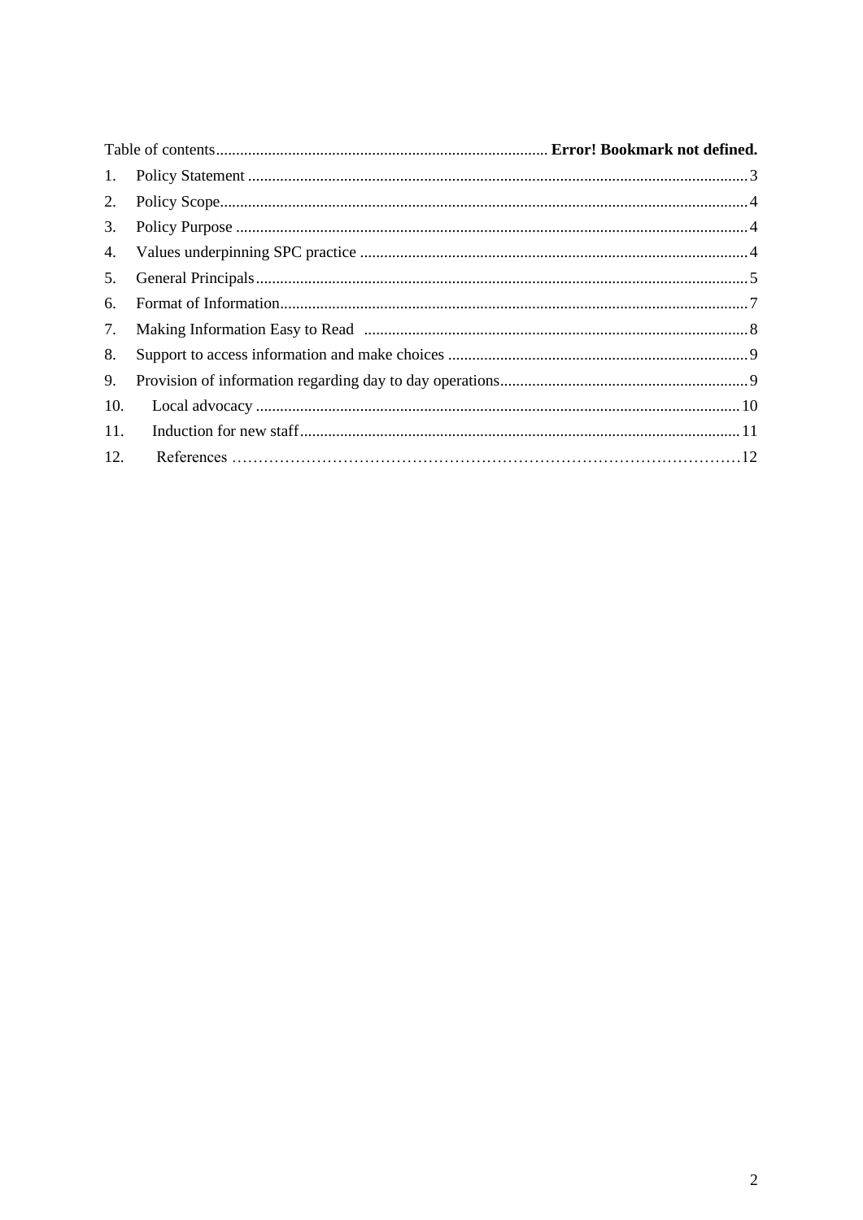Table of contents .................................................................................. **Error! Bookmark not defined.**

1. Policy Statement ............................................................................................................................ 3
2. Policy Scope.................................................................................................................................... 4
3. Policy Purpose ................................................................................................................................ 4
4. Values underpinning SPC practice ................................................................................................. 4
5. General Principals........................................................................................................................... 5
6. Format of Information..................................................................................................................... 7
7. Making Information Easy to Read ................................................................................................ 8
8. Support to access information and make choices ........................................................................... 9
9. Provision of information regarding day to day operations.............................................................. 9
10. Local advocacy ......................................................................................................................... 10
11. Induction for new staff.............................................................................................................. 11
12. References …………………………………………………………………………………12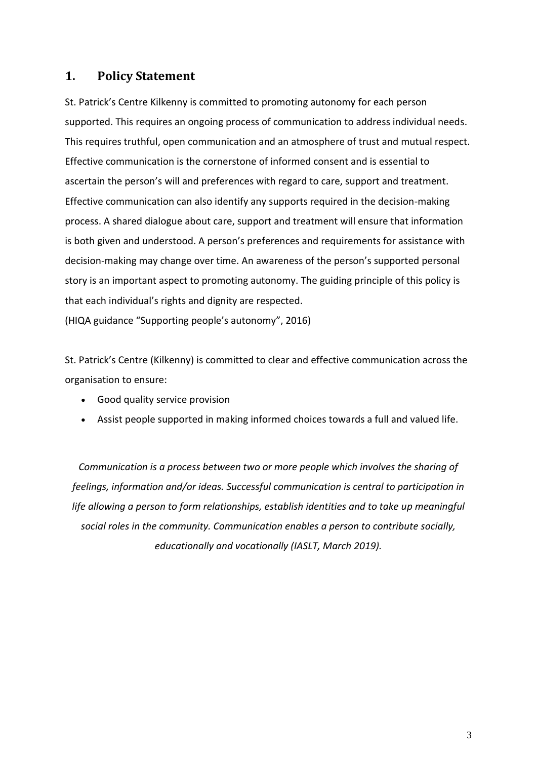## 1. Policy Statement

St. Patrick's Centre Kilkenny is committed to promoting autonomy for each person supported. This requires an ongoing process of communication to address individual needs. This requires truthful, open communication and an atmosphere of trust and mutual respect. Effective communication is the cornerstone of informed consent and is essential to ascertain the person's will and preferences with regard to care, support and treatment. Effective communication can also identify any supports required in the decision-making process. A shared dialogue about care, support and treatment will ensure that information is both given and understood. A person's preferences and requirements for assistance with decision-making may change over time. An awareness of the person's supported personal story is an important aspect to promoting autonomy. The guiding principle of this policy is that each individual's rights and dignity are respected.
(HIQA guidance "Supporting people's autonomy", 2016)

St. Patrick's Centre (Kilkenny) is committed to clear and effective communication across the organisation to ensure:

- Good quality service provision
- Assist people supported in making informed choices towards a full and valued life.

*Communication is a process between two or more people which involves the sharing of feelings, information and/or ideas. Successful communication is central to participation in life allowing a person to form relationships, establish identities and to take up meaningful social roles in the community. Communication enables a person to contribute socially, educationally and vocationally (IASLT, March 2019).*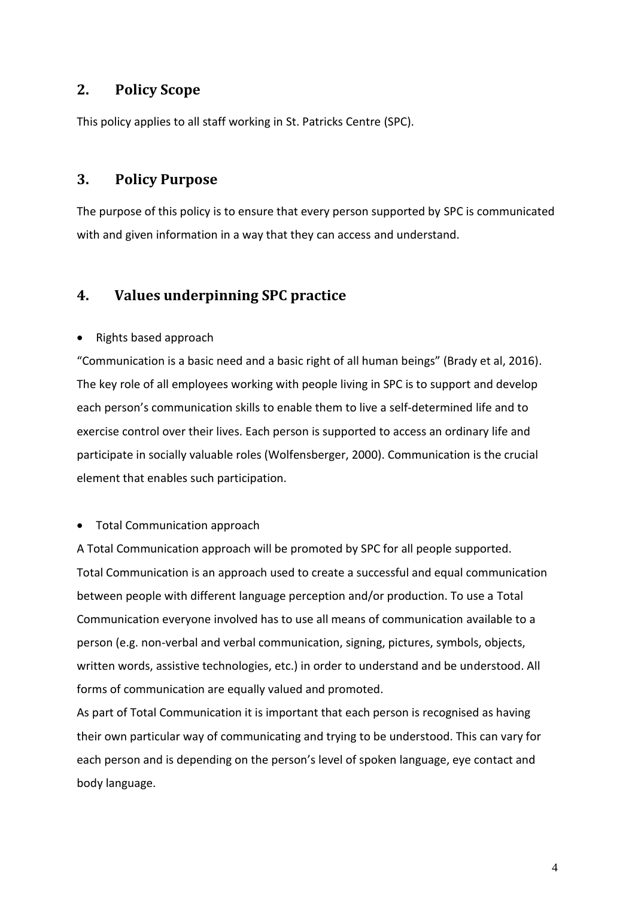## 2. Policy Scope

This policy applies to all staff working in St. Patricks Centre (SPC).

## 3. Policy Purpose

The purpose of this policy is to ensure that every person supported by SPC is communicated with and given information in a way that they can access and understand.

## 4. Values underpinning SPC practice

- Rights based approach

"Communication is a basic need and a basic right of all human beings" (Brady et al, 2016). The key role of all employees working with people living in SPC is to support and develop each person's communication skills to enable them to live a self-determined life and to exercise control over their lives. Each person is supported to access an ordinary life and participate in socially valuable roles (Wolfensberger, 2000). Communication is the crucial element that enables such participation.

- Total Communication approach

A Total Communication approach will be promoted by SPC for all people supported. Total Communication is an approach used to create a successful and equal communication between people with different language perception and/or production. To use a Total Communication everyone involved has to use all means of communication available to a person (e.g. non-verbal and verbal communication, signing, pictures, symbols, objects, written words, assistive technologies, etc.) in order to understand and be understood. All forms of communication are equally valued and promoted.

As part of Total Communication it is important that each person is recognised as having their own particular way of communicating and trying to be understood. This can vary for each person and is depending on the person's level of spoken language, eye contact and body language.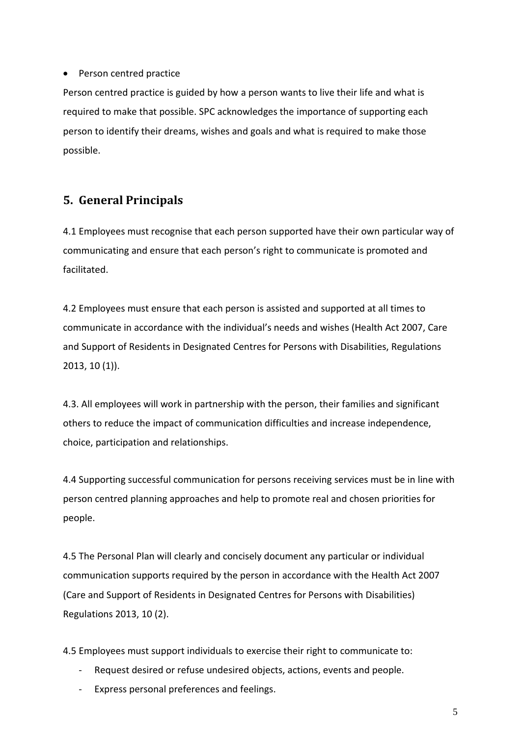- Person centred practice

Person centred practice is guided by how a person wants to live their life and what is required to make that possible. SPC acknowledges the importance of supporting each person to identify their dreams, wishes and goals and what is required to make those possible.

## 5. General Principals

4.1 Employees must recognise that each person supported have their own particular way of communicating and ensure that each person's right to communicate is promoted and facilitated.

4.2 Employees must ensure that each person is assisted and supported at all times to communicate in accordance with the individual's needs and wishes (Health Act 2007, Care and Support of Residents in Designated Centres for Persons with Disabilities, Regulations 2013, 10 (1)).

4.3. All employees will work in partnership with the person, their families and significant others to reduce the impact of communication difficulties and increase independence, choice, participation and relationships.

4.4 Supporting successful communication for persons receiving services must be in line with person centred planning approaches and help to promote real and chosen priorities for people.

4.5 The Personal Plan will clearly and concisely document any particular or individual communication supports required by the person in accordance with the Health Act 2007 (Care and Support of Residents in Designated Centres for Persons with Disabilities) Regulations 2013, 10 (2).

4.5 Employees must support individuals to exercise their right to communicate to:

- Request desired or refuse undesired objects, actions, events and people.
- Express personal preferences and feelings.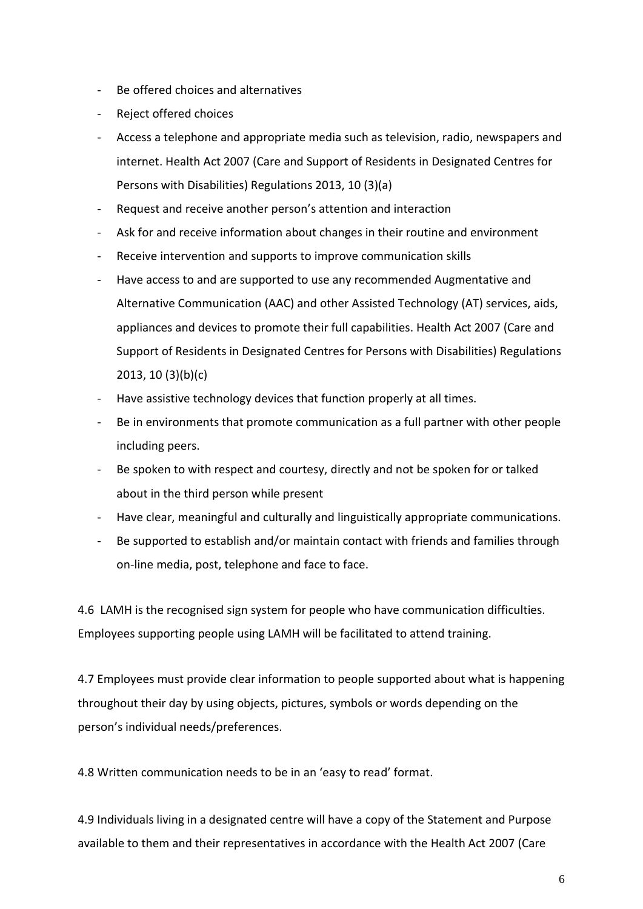- Be offered choices and alternatives
- Reject offered choices
- Access a telephone and appropriate media such as television, radio, newspapers and internet. Health Act 2007 (Care and Support of Residents in Designated Centres for Persons with Disabilities) Regulations 2013, 10 (3)(a)
- Request and receive another person's attention and interaction
- Ask for and receive information about changes in their routine and environment
- Receive intervention and supports to improve communication skills
- Have access to and are supported to use any recommended Augmentative and Alternative Communication (AAC) and other Assisted Technology (AT) services, aids, appliances and devices to promote their full capabilities. Health Act 2007 (Care and Support of Residents in Designated Centres for Persons with Disabilities) Regulations 2013, 10 (3)(b)(c)
- Have assistive technology devices that function properly at all times.
- Be in environments that promote communication as a full partner with other people including peers.
- Be spoken to with respect and courtesy, directly and not be spoken for or talked about in the third person while present
- Have clear, meaningful and culturally and linguistically appropriate communications.
- Be supported to establish and/or maintain contact with friends and families through on-line media, post, telephone and face to face.

4.6 LAMH is the recognised sign system for people who have communication difficulties. Employees supporting people using LAMH will be facilitated to attend training.

4.7 Employees must provide clear information to people supported about what is happening throughout their day by using objects, pictures, symbols or words depending on the person's individual needs/preferences.

4.8 Written communication needs to be in an 'easy to read' format.

4.9 Individuals living in a designated centre will have a copy of the Statement and Purpose available to them and their representatives in accordance with the Health Act 2007 (Care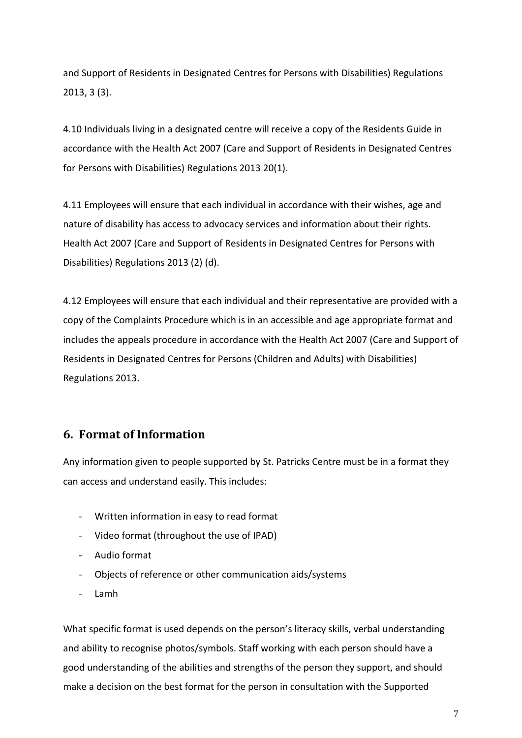and Support of Residents in Designated Centres for Persons with Disabilities) Regulations 2013, 3 (3).

4.10 Individuals living in a designated centre will receive a copy of the Residents Guide in accordance with the Health Act 2007 (Care and Support of Residents in Designated Centres for Persons with Disabilities) Regulations 2013 20(1).

4.11 Employees will ensure that each individual in accordance with their wishes, age and nature of disability has access to advocacy services and information about their rights. Health Act 2007 (Care and Support of Residents in Designated Centres for Persons with Disabilities) Regulations 2013 (2) (d).

4.12 Employees will ensure that each individual and their representative are provided with a copy of the Complaints Procedure which is in an accessible and age appropriate format and includes the appeals procedure in accordance with the Health Act 2007 (Care and Support of Residents in Designated Centres for Persons (Children and Adults) with Disabilities) Regulations 2013.

## 6. Format of Information

Any information given to people supported by St. Patricks Centre must be in a format they can access and understand easily. This includes:

- Written information in easy to read format
- Video format (throughout the use of IPAD)
- Audio format
- Objects of reference or other communication aids/systems
- Lamh

What specific format is used depends on the person's literacy skills, verbal understanding and ability to recognise photos/symbols. Staff working with each person should have a good understanding of the abilities and strengths of the person they support, and should make a decision on the best format for the person in consultation with the Supported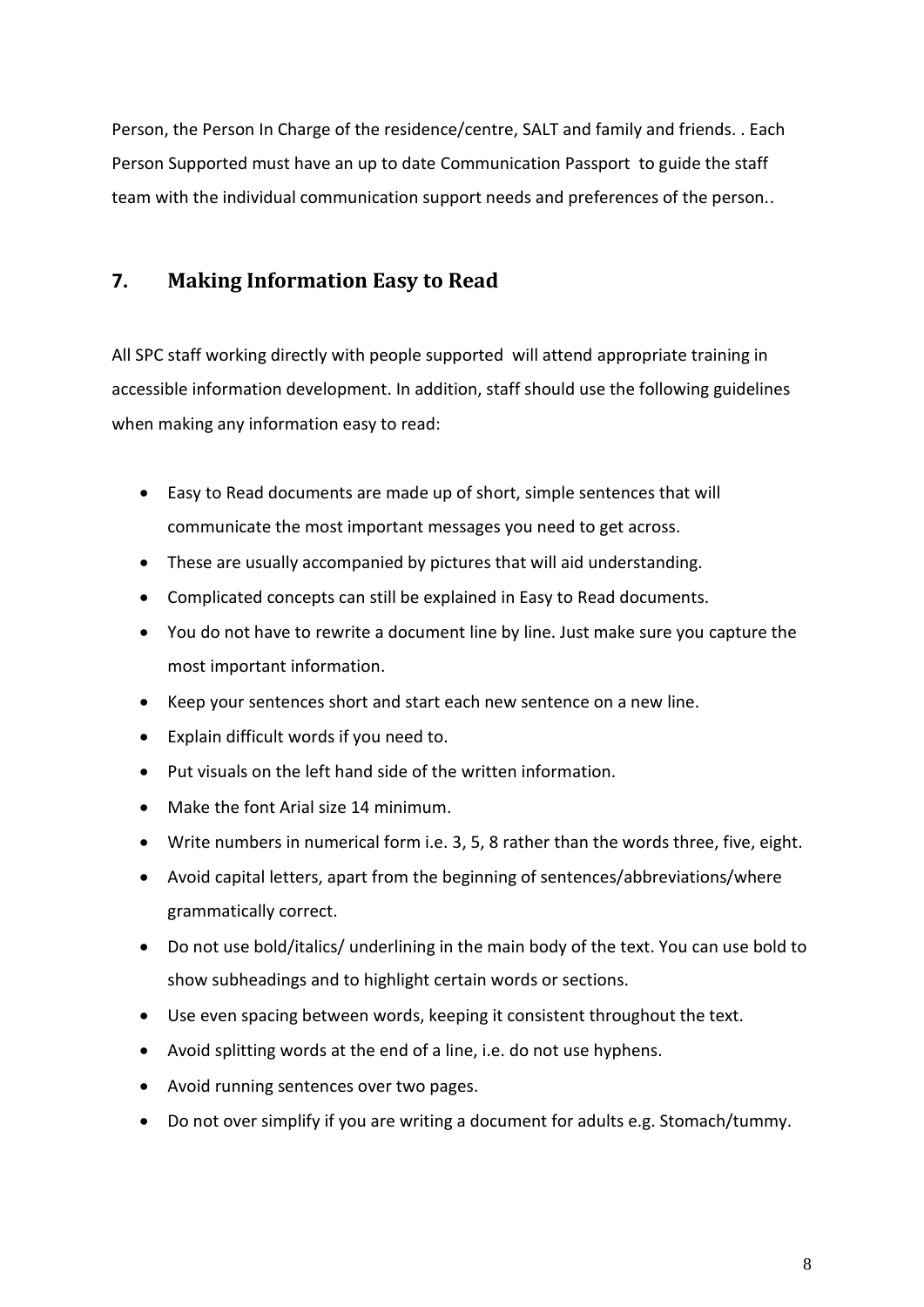Person, the Person In Charge of the residence/centre, SALT and family and friends. . Each Person Supported must have an up to date Communication Passport to guide the staff team with the individual communication support needs and preferences of the person..

## 7. Making Information Easy to Read

All SPC staff working directly with people supported will attend appropriate training in accessible information development. In addition, staff should use the following guidelines when making any information easy to read:

- Easy to Read documents are made up of short, simple sentences that will communicate the most important messages you need to get across.
- These are usually accompanied by pictures that will aid understanding.
- Complicated concepts can still be explained in Easy to Read documents.
- You do not have to rewrite a document line by line. Just make sure you capture the most important information.
- Keep your sentences short and start each new sentence on a new line.
- Explain difficult words if you need to.
- Put visuals on the left hand side of the written information.
- Make the font Arial size 14 minimum.
- Write numbers in numerical form i.e. 3, 5, 8 rather than the words three, five, eight.
- Avoid capital letters, apart from the beginning of sentences/abbreviations/where grammatically correct.
- Do not use bold/italics/ underlining in the main body of the text. You can use bold to show subheadings and to highlight certain words or sections.
- Use even spacing between words, keeping it consistent throughout the text.
- Avoid splitting words at the end of a line, i.e. do not use hyphens.
- Avoid running sentences over two pages.
- Do not over simplify if you are writing a document for adults e.g. Stomach/tummy.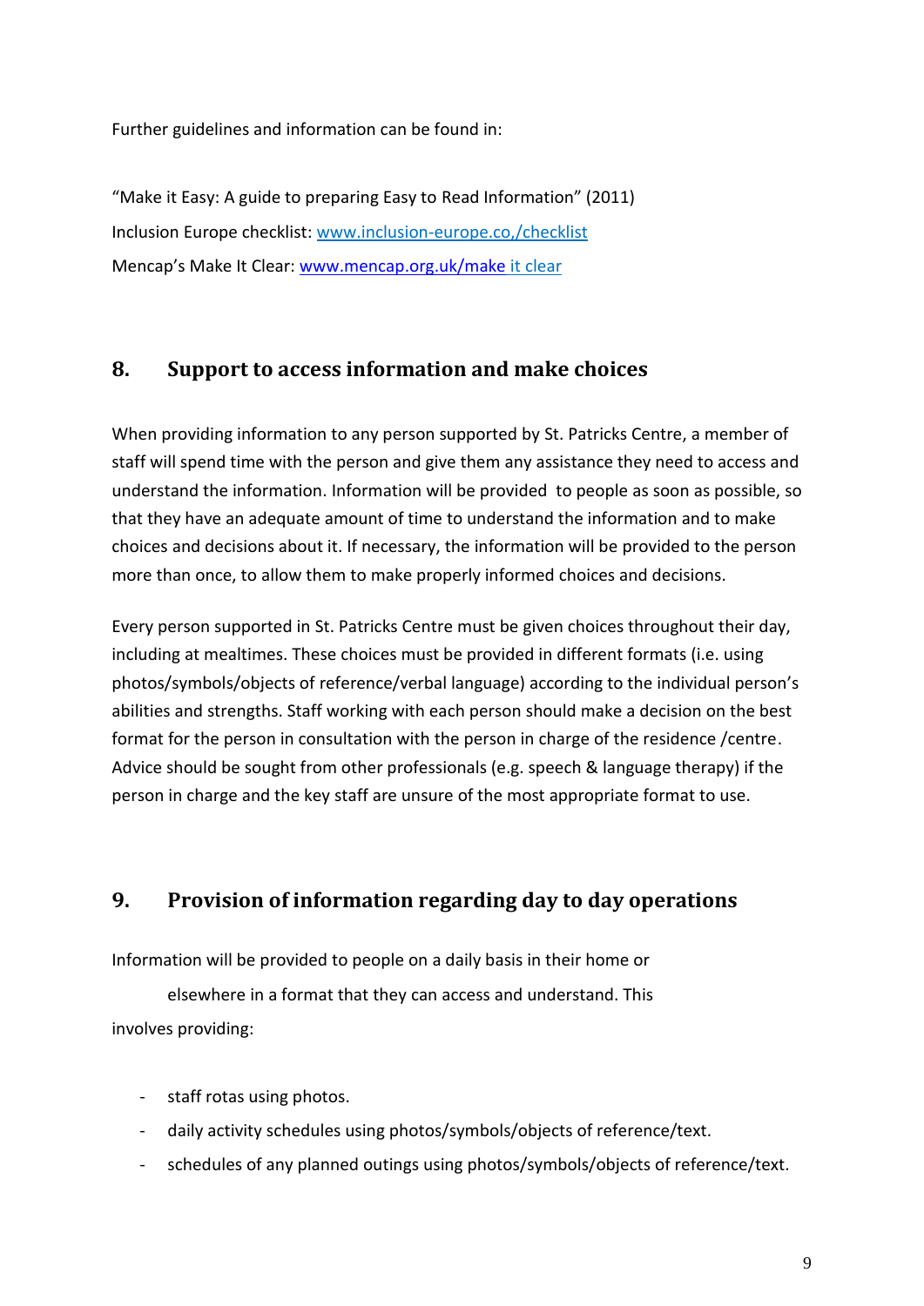Further guidelines and information can be found in:

"Make it Easy: A guide to preparing Easy to Read Information" (2011)
Inclusion Europe checklist: www.inclusion-europe.co,/checklist
Mencap's Make It Clear: www.mencap.org.uk/make it clear

## 8. Support to access information and make choices

When providing information to any person supported by St. Patricks Centre, a member of staff will spend time with the person and give them any assistance they need to access and understand the information. Information will be provided to people as soon as possible, so that they have an adequate amount of time to understand the information and to make choices and decisions about it. If necessary, the information will be provided to the person more than once, to allow them to make properly informed choices and decisions.

Every person supported in St. Patricks Centre must be given choices throughout their day, including at mealtimes. These choices must be provided in different formats (i.e. using photos/symbols/objects of reference/verbal language) according to the individual person's abilities and strengths. Staff working with each person should make a decision on the best format for the person in consultation with the person in charge of the residence /centre. Advice should be sought from other professionals (e.g. speech & language therapy) if the person in charge and the key staff are unsure of the most appropriate format to use.

## 9. Provision of information regarding day to day operations

Information will be provided to people on a daily basis in their home or elsewhere in a format that they can access and understand. This involves providing:

- staff rotas using photos.
- daily activity schedules using photos/symbols/objects of reference/text.
- schedules of any planned outings using photos/symbols/objects of reference/text.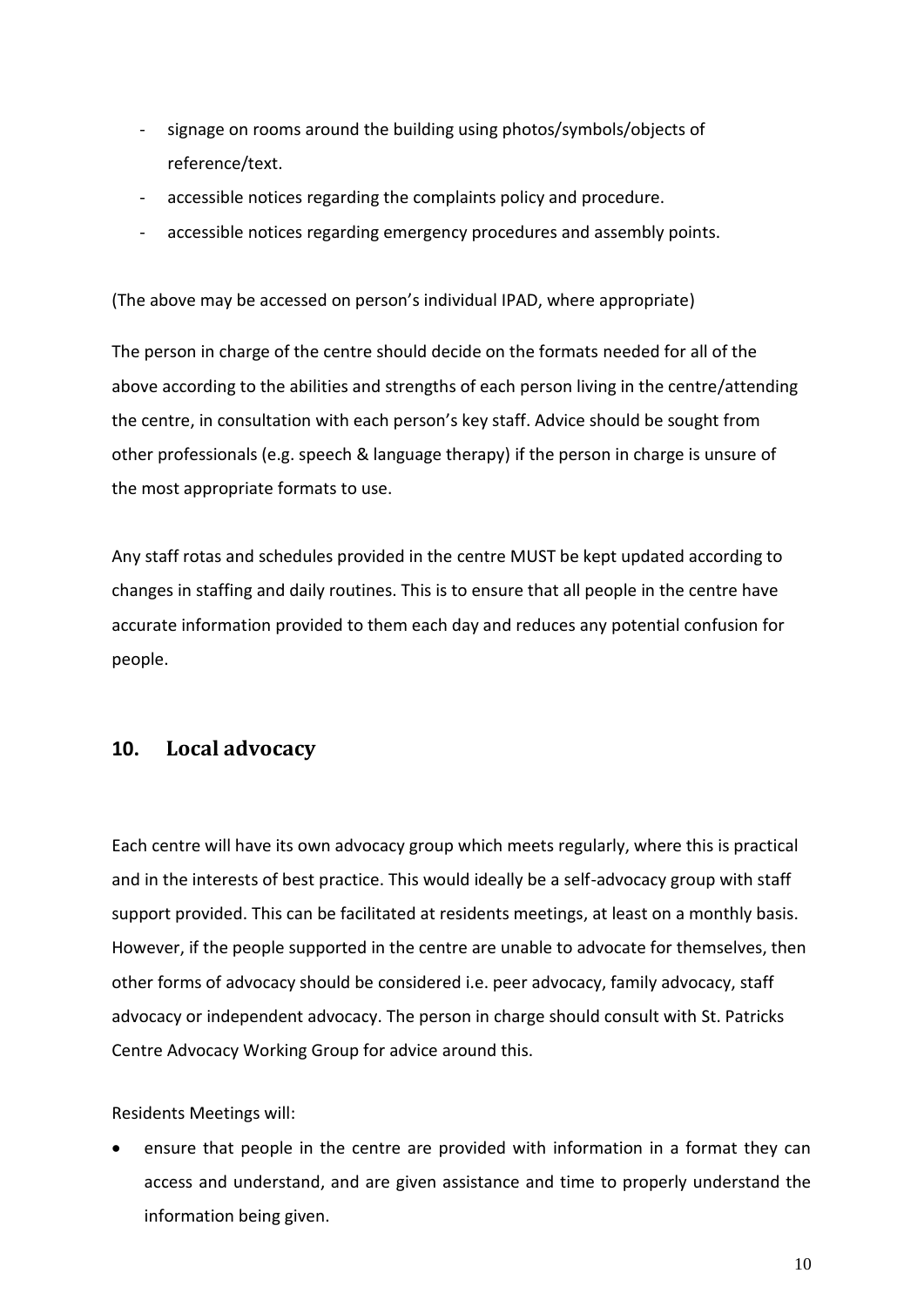- signage on rooms around the building using photos/symbols/objects of reference/text.
- accessible notices regarding the complaints policy and procedure.
- accessible notices regarding emergency procedures and assembly points.

(The above may be accessed on person's individual IPAD, where appropriate)

The person in charge of the centre should decide on the formats needed for all of the above according to the abilities and strengths of each person living in the centre/attending the centre, in consultation with each person's key staff. Advice should be sought from other professionals (e.g. speech & language therapy) if the person in charge is unsure of the most appropriate formats to use.

Any staff rotas and schedules provided in the centre MUST be kept updated according to changes in staffing and daily routines. This is to ensure that all people in the centre have accurate information provided to them each day and reduces any potential confusion for people.

## 10. Local advocacy

Each centre will have its own advocacy group which meets regularly, where this is practical and in the interests of best practice. This would ideally be a self-advocacy group with staff support provided. This can be facilitated at residents meetings, at least on a monthly basis. However, if the people supported in the centre are unable to advocate for themselves, then other forms of advocacy should be considered i.e. peer advocacy, family advocacy, staff advocacy or independent advocacy. The person in charge should consult with St. Patricks Centre Advocacy Working Group for advice around this.

Residents Meetings will:

- ensure that people in the centre are provided with information in a format they can access and understand, and are given assistance and time to properly understand the information being given.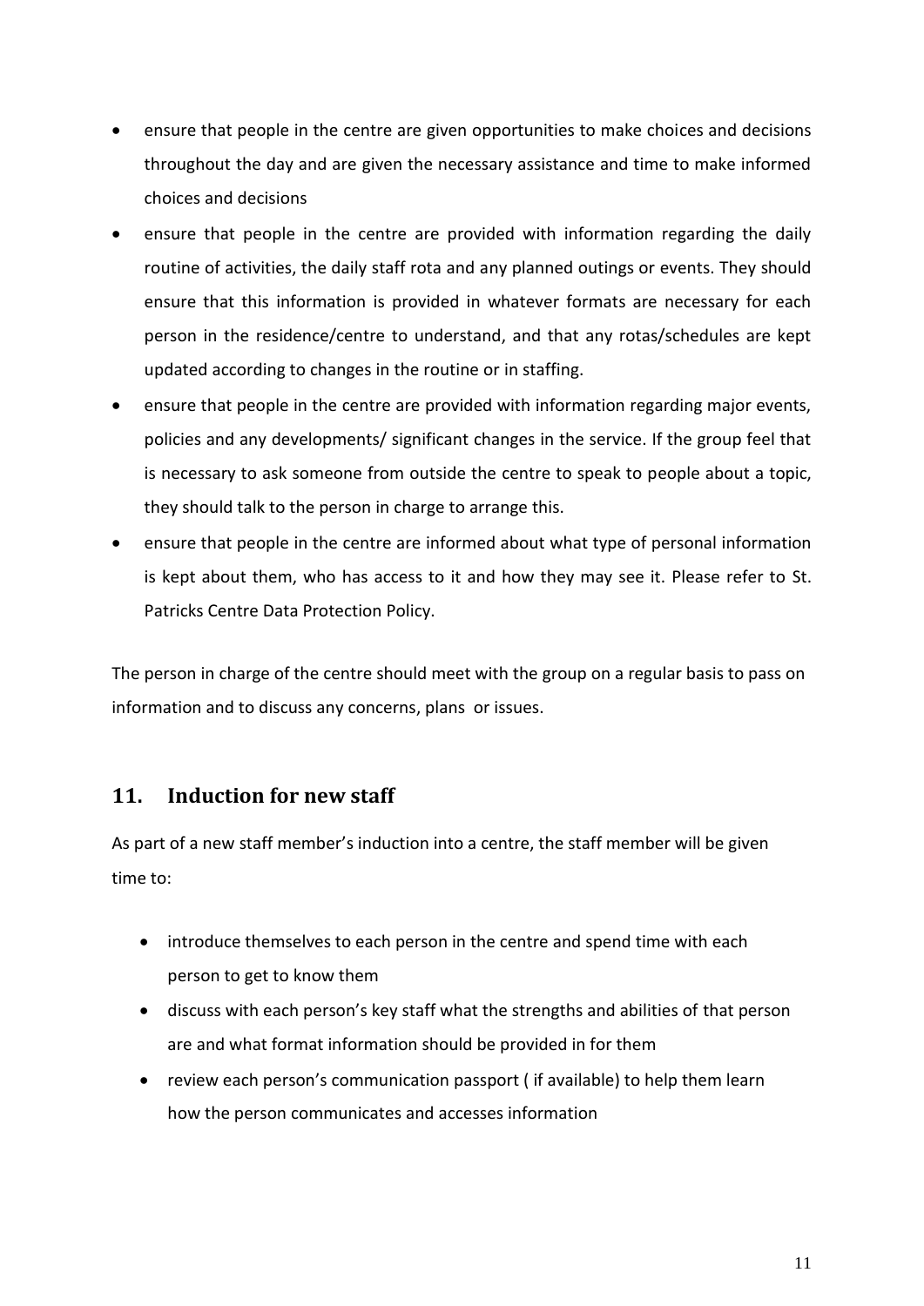- ensure that people in the centre are given opportunities to make choices and decisions throughout the day and are given the necessary assistance and time to make informed choices and decisions
- ensure that people in the centre are provided with information regarding the daily routine of activities, the daily staff rota and any planned outings or events. They should ensure that this information is provided in whatever formats are necessary for each person in the residence/centre to understand, and that any rotas/schedules are kept updated according to changes in the routine or in staffing.
- ensure that people in the centre are provided with information regarding major events, policies and any developments/ significant changes in the service. If the group feel that is necessary to ask someone from outside the centre to speak to people about a topic, they should talk to the person in charge to arrange this.
- ensure that people in the centre are informed about what type of personal information is kept about them, who has access to it and how they may see it. Please refer to St. Patricks Centre Data Protection Policy.

The person in charge of the centre should meet with the group on a regular basis to pass on information and to discuss any concerns, plans or issues.

## 11. Induction for new staff

As part of a new staff member's induction into a centre, the staff member will be given time to:

- introduce themselves to each person in the centre and spend time with each person to get to know them
- discuss with each person's key staff what the strengths and abilities of that person are and what format information should be provided in for them
- review each person's communication passport ( if available) to help them learn how the person communicates and accesses information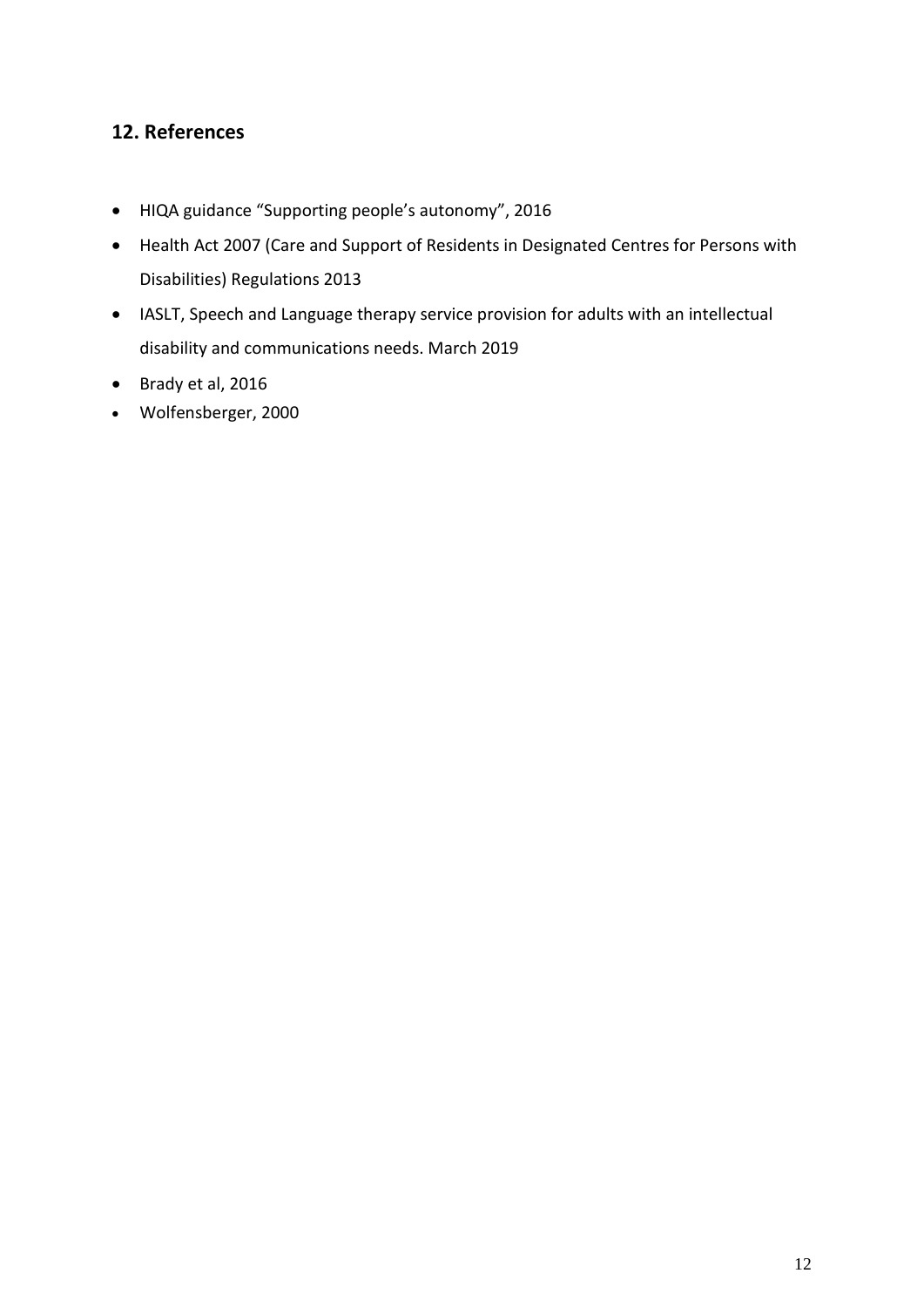## 12. References

- HIQA guidance "Supporting people's autonomy", 2016
- Health Act 2007 (Care and Support of Residents in Designated Centres for Persons with Disabilities) Regulations 2013
- IASLT, Speech and Language therapy service provision for adults with an intellectual disability and communications needs. March 2019
- Brady et al, 2016
- Wolfensberger, 2000